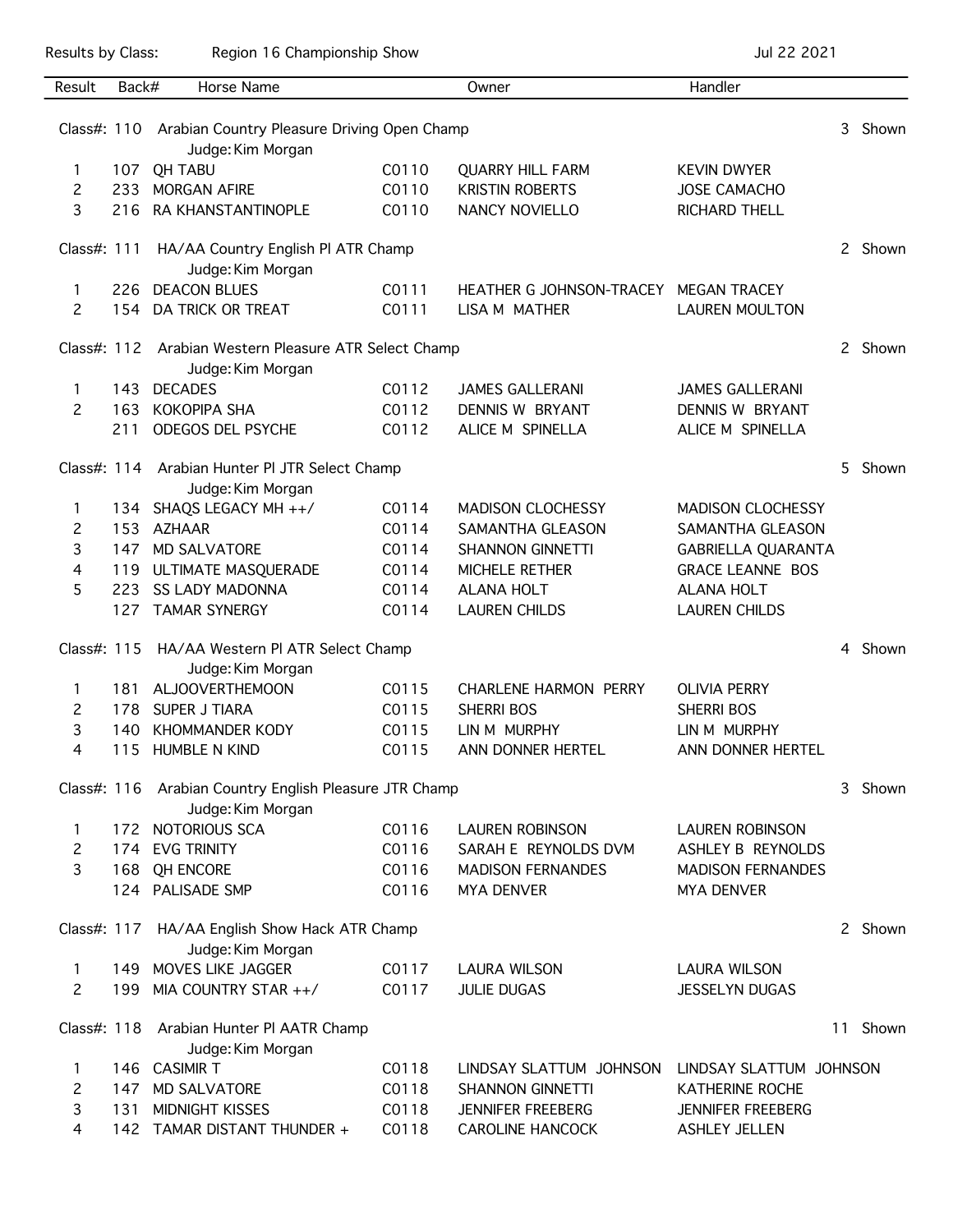Results by Class: Region 16 Championship Show Jul 22 2021

| Result | Back# | Horse Name | | Owner | Handler |
|---|---|---|---|---|---|

**Class#: 110 Arabian Country Pleasure Driving Open Champ** — 3 Shown
Judge: Kim Morgan

| Result | Back# | Horse Name | | Owner | Handler |
|---|---|---|---|---|---|
| 1 | 107 | QH TABU | C0110 | QUARRY HILL FARM | KEVIN DWYER |
| 2 | 233 | MORGAN AFIRE | C0110 | KRISTIN ROBERTS | JOSE CAMACHO |
| 3 | 216 | RA KHANSTANTINOPLE | C0110 | NANCY NOVIELLO | RICHARD THELL |

**Class#: 111 HA/AA Country English Pl ATR Champ** — 2 Shown
Judge: Kim Morgan

| Result | Back# | Horse Name | | Owner | Handler |
|---|---|---|---|---|---|
| 1 | 226 | DEACON BLUES | C0111 | HEATHER G JOHNSON-TRACEY | MEGAN TRACEY |
| 2 | 154 | DA TRICK OR TREAT | C0111 | LISA M MATHER | LAUREN MOULTON |

**Class#: 112 Arabian Western Pleasure ATR Select Champ** — 2 Shown
Judge: Kim Morgan

| Result | Back# | Horse Name | | Owner | Handler |
|---|---|---|---|---|---|
| 1 | 143 | DECADES | C0112 | JAMES GALLERANI | JAMES GALLERANI |
| 2 | 163 | KOKOPIPA SHA | C0112 | DENNIS W BRYANT | DENNIS W BRYANT |
| | 211 | ODEGOS DEL PSYCHE | C0112 | ALICE M SPINELLA | ALICE M SPINELLA |

**Class#: 114 Arabian Hunter Pl JTR Select Champ** — 5 Shown
Judge: Kim Morgan

| Result | Back# | Horse Name | | Owner | Handler |
|---|---|---|---|---|---|
| 1 | 134 | SHAQS LEGACY MH ++/ | C0114 | MADISON CLOCHESSY | MADISON CLOCHESSY |
| 2 | 153 | AZHAAR | C0114 | SAMANTHA GLEASON | SAMANTHA GLEASON |
| 3 | 147 | MD SALVATORE | C0114 | SHANNON GINNETTI | GABRIELLA QUARANTA |
| 4 | 119 | ULTIMATE MASQUERADE | C0114 | MICHELE RETHER | GRACE LEANNE BOS |
| 5 | 223 | SS LADY MADONNA | C0114 | ALANA HOLT | ALANA HOLT |
| | 127 | TAMAR SYNERGY | C0114 | LAUREN CHILDS | LAUREN CHILDS |

**Class#: 115 HA/AA Western Pl ATR Select Champ** — 4 Shown
Judge: Kim Morgan

| Result | Back# | Horse Name | | Owner | Handler |
|---|---|---|---|---|---|
| 1 | 181 | ALJOOVERTHEMOON | C0115 | CHARLENE HARMON PERRY | OLIVIA PERRY |
| 2 | 178 | SUPER J TIARA | C0115 | SHERRI BOS | SHERRI BOS |
| 3 | 140 | KHOMMANDER KODY | C0115 | LIN M MURPHY | LIN M MURPHY |
| 4 | 115 | HUMBLE N KIND | C0115 | ANN DONNER HERTEL | ANN DONNER HERTEL |

**Class#: 116 Arabian Country English Pleasure JTR Champ** — 3 Shown
Judge: Kim Morgan

| Result | Back# | Horse Name | | Owner | Handler |
|---|---|---|---|---|---|
| 1 | 172 | NOTORIOUS SCA | C0116 | LAUREN ROBINSON | LAUREN ROBINSON |
| 2 | 174 | EVG TRINITY | C0116 | SARAH E REYNOLDS DVM | ASHLEY B REYNOLDS |
| 3 | 168 | QH ENCORE | C0116 | MADISON FERNANDES | MADISON FERNANDES |
| | 124 | PALISADE SMP | C0116 | MYA DENVER | MYA DENVER |

**Class#: 117 HA/AA English Show Hack ATR Champ** — 2 Shown
Judge: Kim Morgan

| Result | Back# | Horse Name | | Owner | Handler |
|---|---|---|---|---|---|
| 1 | 149 | MOVES LIKE JAGGER | C0117 | LAURA WILSON | LAURA WILSON |
| 2 | 199 | MIA COUNTRY STAR ++/ | C0117 | JULIE DUGAS | JESSELYN DUGAS |

**Class#: 118 Arabian Hunter Pl AATR Champ** — 11 Shown
Judge: Kim Morgan

| Result | Back# | Horse Name | | Owner | Handler |
|---|---|---|---|---|---|
| 1 | 146 | CASIMIR T | C0118 | LINDSAY SLATTUM JOHNSON | LINDSAY SLATTUM JOHNSON |
| 2 | 147 | MD SALVATORE | C0118 | SHANNON GINNETTI | KATHERINE ROCHE |
| 3 | 131 | MIDNIGHT KISSES | C0118 | JENNIFER FREEBERG | JENNIFER FREEBERG |
| 4 | 142 | TAMAR DISTANT THUNDER + | C0118 | CAROLINE HANCOCK | ASHLEY JELLEN |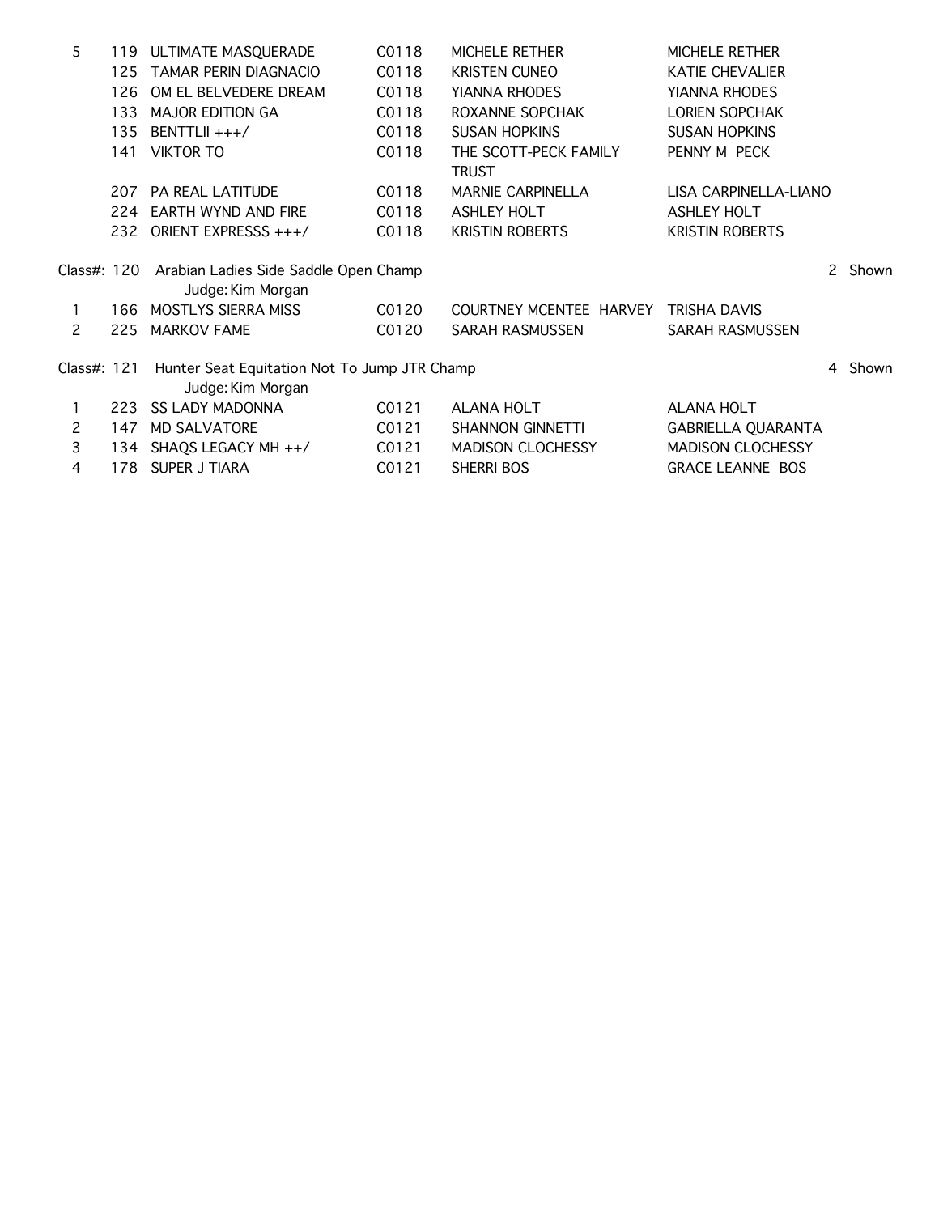| | | | | | |
|---|---|---|---|---|---|
| 5 | 119 | ULTIMATE MASQUERADE | C0118 | MICHELE RETHER | MICHELE RETHER |
| | 125 | TAMAR PERIN DIAGNACIO | C0118 | KRISTEN CUNEO | KATIE CHEVALIER |
| | 126 | OM EL BELVEDERE DREAM | C0118 | YIANNA RHODES | YIANNA RHODES |
| | 133 | MAJOR EDITION GA | C0118 | ROXANNE SOPCHAK | LORIEN SOPCHAK |
| | 135 | BENTTLII +++/ | C0118 | SUSAN HOPKINS | SUSAN HOPKINS |
| | 141 | VIKTOR TO | C0118 | THE SCOTT-PECK FAMILY TRUST | PENNY M PECK |
| | 207 | PA REAL LATITUDE | C0118 | MARNIE CARPINELLA | LISA CARPINELLA-LIANO |
| | 224 | EARTH WYND AND FIRE | C0118 | ASHLEY HOLT | ASHLEY HOLT |
| | 232 | ORIENT EXPRESSS +++/ | C0118 | KRISTIN ROBERTS | KRISTIN ROBERTS |

Class#: 120 Arabian Ladies Side Saddle Open Champ — 2 Shown

Judge: Kim Morgan

| | | | | | |
|---|---|---|---|---|---|
| 1 | 166 | MOSTLYS SIERRA MISS | C0120 | COURTNEY MCENTEE HARVEY | TRISHA DAVIS |
| 2 | 225 | MARKOV FAME | C0120 | SARAH RASMUSSEN | SARAH RASMUSSEN |

Class#: 121 Hunter Seat Equitation Not To Jump JTR Champ — 4 Shown

Judge: Kim Morgan

| | | | | | |
|---|---|---|---|---|---|
| 1 | 223 | SS LADY MADONNA | C0121 | ALANA HOLT | ALANA HOLT |
| 2 | 147 | MD SALVATORE | C0121 | SHANNON GINNETTI | GABRIELLA QUARANTA |
| 3 | 134 | SHAQS LEGACY MH ++/ | C0121 | MADISON CLOCHESSY | MADISON CLOCHESSY |
| 4 | 178 | SUPER J TIARA | C0121 | SHERRI BOS | GRACE LEANNE BOS |